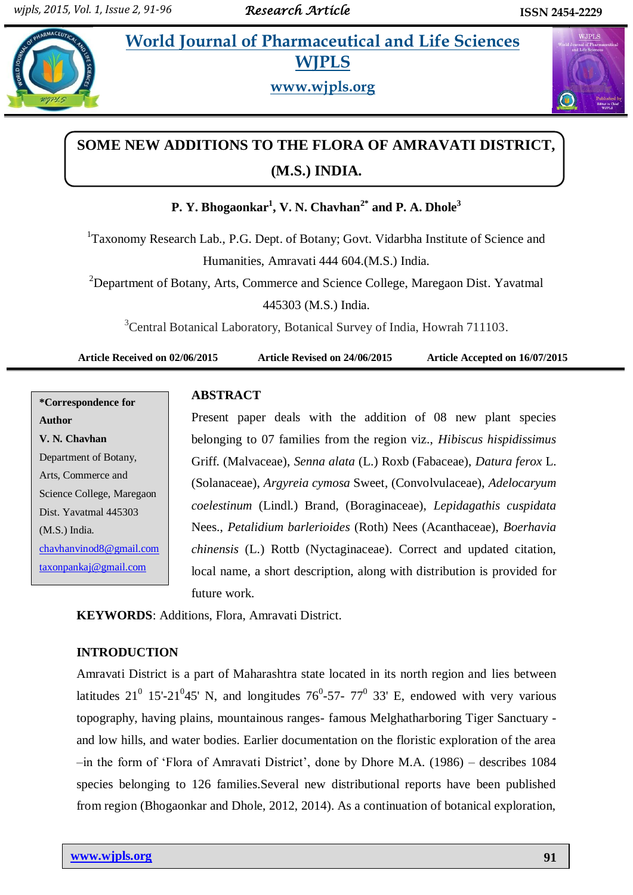# World Journal of Pharmaceutical and Life Sciences
# WJPLS

www.wjpls.org

## SOME NEW ADDITIONS TO THE FLORA OF AMRAVATI DISTRICT, (M.S.) INDIA.

**P. Y. Bhogaonkar[1], V. N. Chavhan[2*] and P. A. Dhole[3]**

[1]Taxonomy Research Lab., P.G. Dept. of Botany; Govt. Vidarbha Institute of Science and Humanities, Amravati 444 604.(M.S.) India.

[2]Department of Botany, Arts, Commerce and Science College, Maregaon Dist. Yavatmal 445303 (M.S.) India.

[3]Central Botanical Laboratory, Botanical Survey of India, Howrah 711103.

**Article Received on 02/06/2015 Article Revised on 24/06/2015 Article Accepted on 16/07/2015**

**\*Correspondence for Author**
**V. N. Chavhan**
Department of Botany, Arts, Commerce and Science College, Maregaon Dist. Yavatmal 445303 (M.S.) India.
chavhanvinod8@gmail.com
taxonpankaj@gmail.com

### ABSTRACT

Present paper deals with the addition of 08 new plant species belonging to 07 families from the region viz., *Hibiscus hispidissimus* Griff. (Malvaceae), *Senna alata* (L.) Roxb (Fabaceae), *Datura ferox* L. (Solanaceae), *Argyreia cymosa* Sweet, (Convolvulaceae), *Adelocaryum coelestinum* (Lindl.) Brand, (Boraginaceae), *Lepidagathis cuspidata* Nees., *Petalidium barlerioides* (Roth) Nees (Acanthaceae), *Boerhavia chinensis* (L.) Rottb (Nyctaginaceae). Correct and updated citation, local name, a short description, along with distribution is provided for future work.

**KEYWORDS**: Additions, Flora, Amravati District.

### INTRODUCTION

Amravati District is a part of Maharashtra state located in its north region and lies between latitudes $21^0$ 15'-$21^0$45' N, and longitudes $76^0$-57- $77^0$ 33' E, endowed with very various topography, having plains, mountainous ranges- famous Melghatharboring Tiger Sanctuary - and low hills, and water bodies. Earlier documentation on the floristic exploration of the area –in the form of 'Flora of Amravati District', done by Dhore M.A. (1986) – describes 1084 species belonging to 126 families.Several new distributional reports have been published from region (Bhogaonkar and Dhole, 2012, 2014). As a continuation of botanical exploration,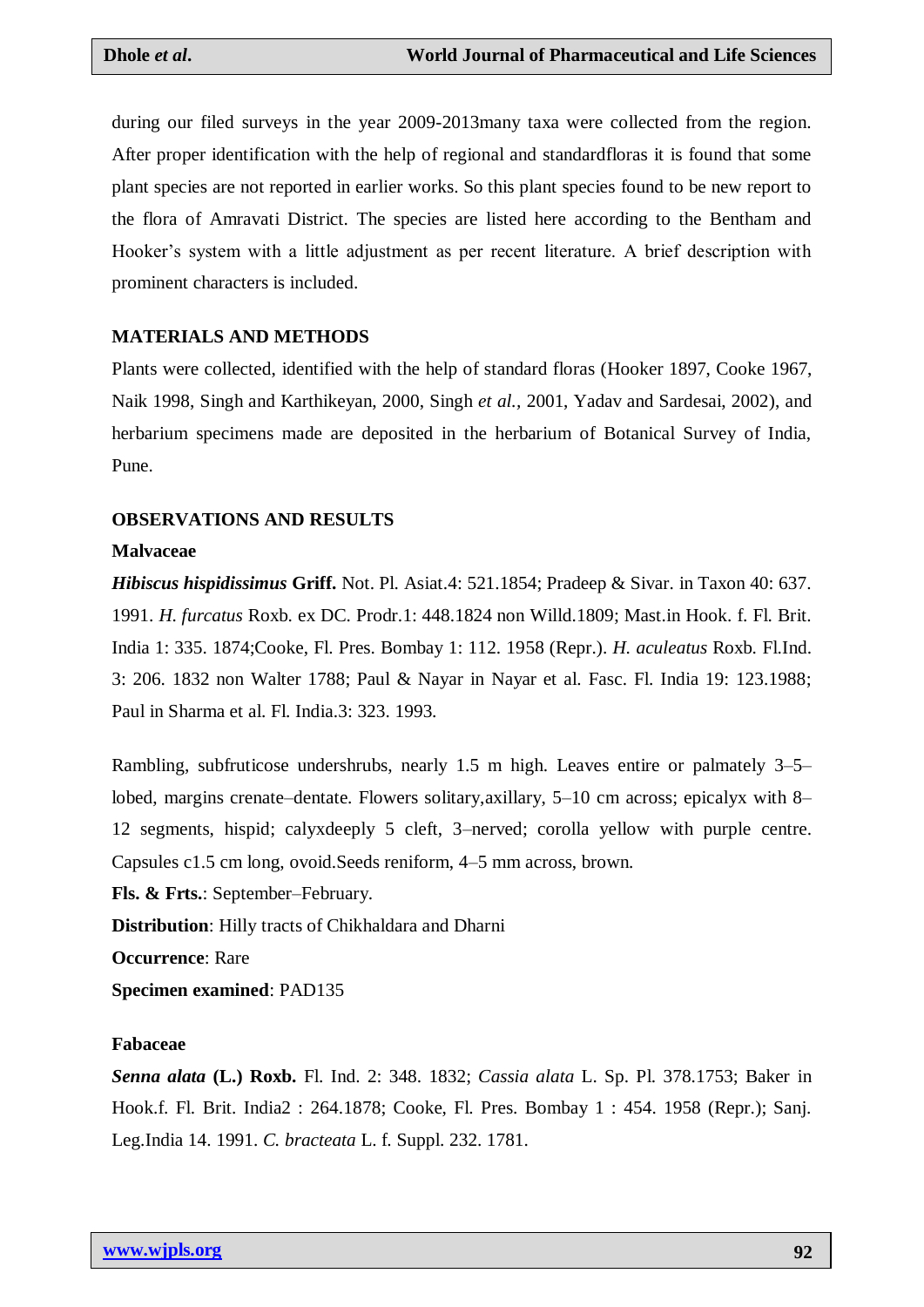during our filed surveys in the year 2009-2013many taxa were collected from the region. After proper identification with the help of regional and standardfloras it is found that some plant species are not reported in earlier works. So this plant species found to be new report to the flora of Amravati District. The species are listed here according to the Bentham and Hooker's system with a little adjustment as per recent literature. A brief description with prominent characters is included.

## MATERIALS AND METHODS

Plants were collected, identified with the help of standard floras (Hooker 1897, Cooke 1967, Naik 1998, Singh and Karthikeyan, 2000, Singh *et al.,* 2001, Yadav and Sardesai, 2002), and herbarium specimens made are deposited in the herbarium of Botanical Survey of India, Pune.

## OBSERVATIONS AND RESULTS

### Malvaceae

***Hibiscus hispidissimus*** **Griff.** Not. Pl. Asiat.4: 521.1854; Pradeep & Sivar. in Taxon 40: 637. 1991. *H. furcatus* Roxb. ex DC. Prodr.1: 448.1824 non Willd.1809; Mast.in Hook. f. Fl. Brit. India 1: 335. 1874;Cooke, Fl. Pres. Bombay 1: 112. 1958 (Repr.). *H. aculeatus* Roxb. Fl.Ind. 3: 206. 1832 non Walter 1788; Paul & Nayar in Nayar et al. Fasc. Fl. India 19: 123.1988; Paul in Sharma et al. Fl. India.3: 323. 1993.

Rambling, subfruticose undershrubs, nearly 1.5 m high. Leaves entire or palmately 3–5–lobed, margins crenate–dentate. Flowers solitary,axillary, 5–10 cm across; epicalyx with 8–12 segments, hispid; calyxdeeply 5 cleft, 3–nerved; corolla yellow with purple centre. Capsules c1.5 cm long, ovoid.Seeds reniform, 4–5 mm across, brown.

**Fls. & Frts.**: September–February.

**Distribution**: Hilly tracts of Chikhaldara and Dharni

**Occurrence**: Rare

**Specimen examined**: PAD135

### Fabaceae

***Senna alata*** **(L.) Roxb.** Fl. Ind. 2: 348. 1832; *Cassia alata* L. Sp. Pl. 378.1753; Baker in Hook.f. Fl. Brit. India2 : 264.1878; Cooke, Fl. Pres. Bombay 1 : 454. 1958 (Repr.); Sanj. Leg.India 14. 1991. *C. bracteata* L. f. Suppl. 232. 1781.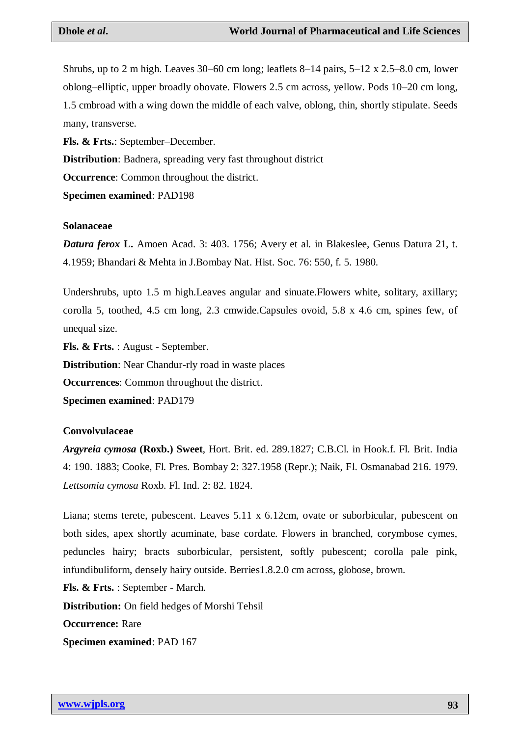Shrubs, up to 2 m high. Leaves 30–60 cm long; leaflets 8–14 pairs, 5–12 x 2.5–8.0 cm, lower oblong–elliptic, upper broadly obovate. Flowers 2.5 cm across, yellow. Pods 10–20 cm long, 1.5 cmbroad with a wing down the middle of each valve, oblong, thin, shortly stipulate. Seeds many, transverse.

**Fls. & Frts.**: September–December.

**Distribution**: Badnera, spreading very fast throughout district

**Occurrence**: Common throughout the district.

**Specimen examined**: PAD198

**Solanaceae**

***Datura ferox* L.** Amoen Acad. 3: 403. 1756; Avery et al. in Blakeslee, Genus Datura 21, t. 4.1959; Bhandari & Mehta in J.Bombay Nat. Hist. Soc. 76: 550, f. 5. 1980.

Undershrubs, upto 1.5 m high.Leaves angular and sinuate.Flowers white, solitary, axillary; corolla 5, toothed, 4.5 cm long, 2.3 cmwide.Capsules ovoid, 5.8 x 4.6 cm, spines few, of unequal size.

**Fls. & Frts.** : August - September.

**Distribution**: Near Chandur-rly road in waste places

**Occurrences**: Common throughout the district.

**Specimen examined**: PAD179

**Convolvulaceae**

***Argyreia cymosa* (Roxb.) Sweet**, Hort. Brit. ed. 289.1827; C.B.Cl. in Hook.f. Fl. Brit. India 4: 190. 1883; Cooke, Fl. Pres. Bombay 2: 327.1958 (Repr.); Naik, Fl. Osmanabad 216. 1979. *Lettsomia cymosa* Roxb. Fl. Ind. 2: 82. 1824.

Liana; stems terete, pubescent. Leaves 5.11 x 6.12cm, ovate or suborbicular, pubescent on both sides, apex shortly acuminate, base cordate. Flowers in branched, corymbose cymes, peduncles hairy; bracts suborbicular, persistent, softly pubescent; corolla pale pink, infundibuliform, densely hairy outside. Berries1.8.2.0 cm across, globose, brown.

**Fls. & Frts.** : September - March.

**Distribution:** On field hedges of Morshi Tehsil

**Occurrence:** Rare

**Specimen examined**: PAD 167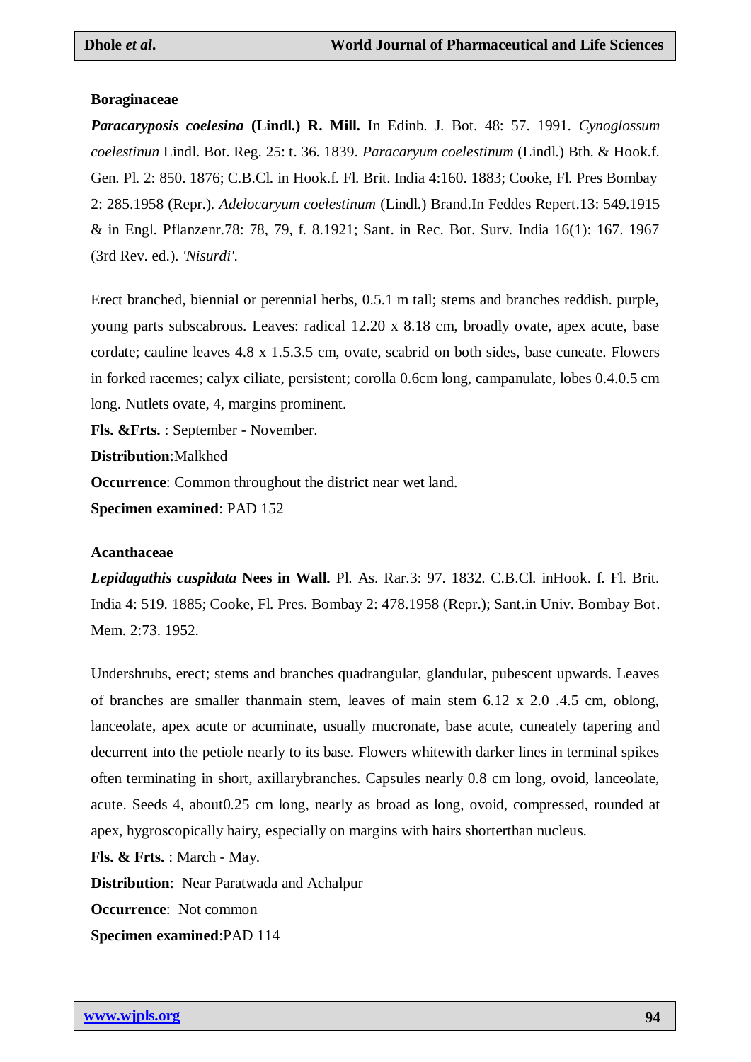**Boraginaceae**

***Paracaryposis coelesina* (Lindl.) R. Mill.** In Edinb. J. Bot. 48: 57. 1991. *Cynoglossum coelestinun* Lindl. Bot. Reg. 25: t. 36. 1839. *Paracaryum coelestinum* (Lindl.) Bth. & Hook.f. Gen. Pl. 2: 850. 1876; C.B.Cl. in Hook.f. Fl. Brit. India 4:160. 1883; Cooke, Fl. Pres Bombay 2: 285.1958 (Repr.). *Adelocaryum coelestinum* (Lindl.) Brand.In Feddes Repert.13: 549.1915 & in Engl. Pflanzenr.78: 78, 79, f. 8.1921; Sant. in Rec. Bot. Surv. India 16(1): 167. 1967 (3rd Rev. ed.). *'Nisurdi'.*

Erect branched, biennial or perennial herbs, 0.5.1 m tall; stems and branches reddish. purple, young parts subscabrous. Leaves: radical 12.20 x 8.18 cm, broadly ovate, apex acute, base cordate; cauline leaves 4.8 x 1.5.3.5 cm, ovate, scabrid on both sides, base cuneate. Flowers in forked racemes; calyx ciliate, persistent; corolla 0.6cm long, campanulate, lobes 0.4.0.5 cm long. Nutlets ovate, 4, margins prominent.

**Fls. &Frts.** : September - November.

**Distribution**:Malkhed

**Occurrence**: Common throughout the district near wet land.

**Specimen examined**: PAD 152

**Acanthaceae**

***Lepidagathis cuspidata* Nees in Wall.** Pl. As. Rar.3: 97. 1832. C.B.Cl. inHook. f. Fl. Brit. India 4: 519. 1885; Cooke, Fl. Pres. Bombay 2: 478.1958 (Repr.); Sant.in Univ. Bombay Bot. Mem. 2:73. 1952.

Undershrubs, erect; stems and branches quadrangular, glandular, pubescent upwards. Leaves of branches are smaller thanmain stem, leaves of main stem 6.12 x 2.0 .4.5 cm, oblong, lanceolate, apex acute or acuminate, usually mucronate, base acute, cuneately tapering and decurrent into the petiole nearly to its base. Flowers whitewith darker lines in terminal spikes often terminating in short, axillarybranches. Capsules nearly 0.8 cm long, ovoid, lanceolate, acute. Seeds 4, about0.25 cm long, nearly as broad as long, ovoid, compressed, rounded at apex, hygroscopically hairy, especially on margins with hairs shorterthan nucleus.

**Fls. & Frts.** : March - May.

**Distribution**: Near Paratwada and Achalpur

**Occurrence**: Not common

**Specimen examined**:PAD 114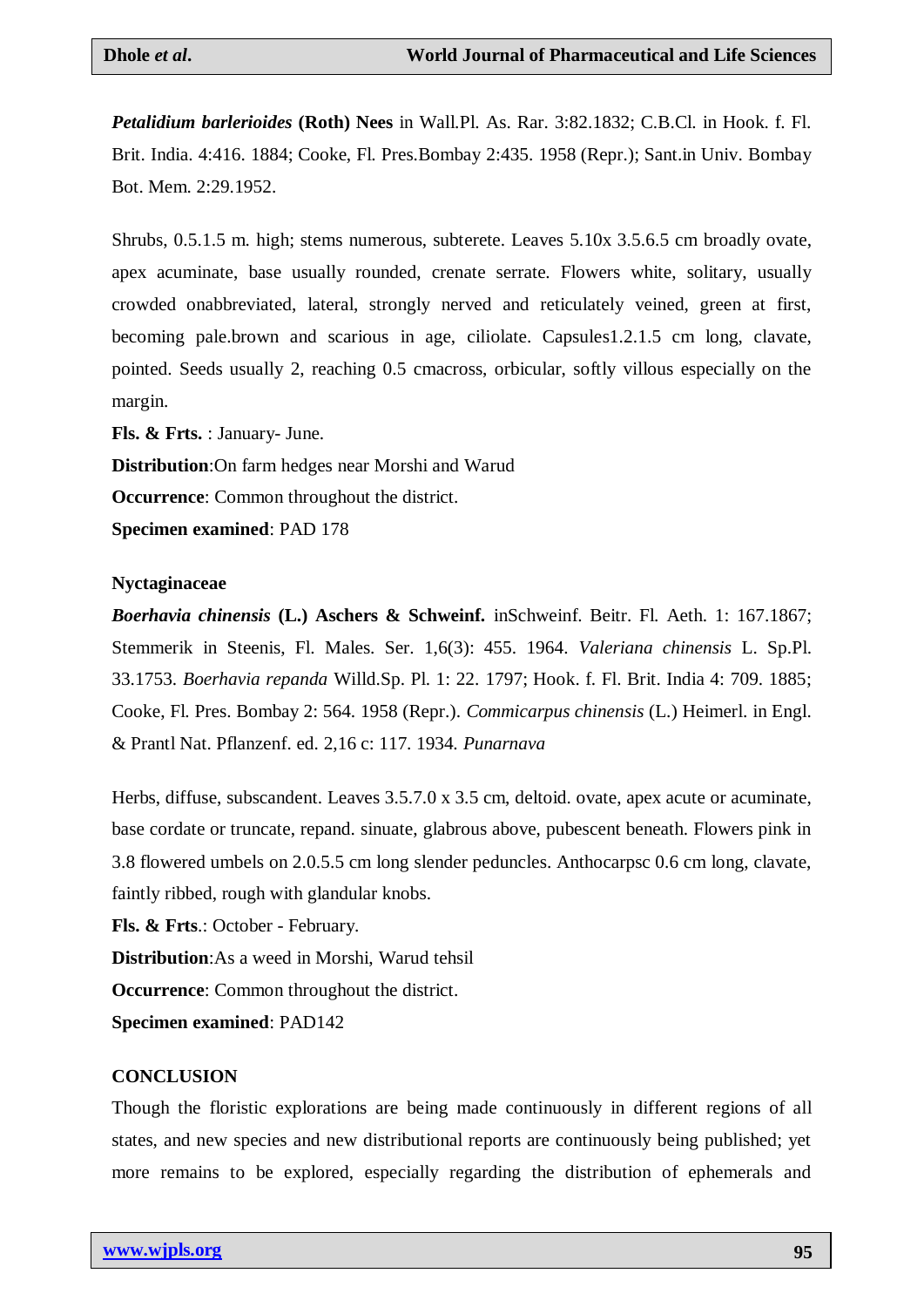***Petalidium barlerioides* (Roth) Nees** in Wall.Pl. As. Rar. 3:82.1832; C.B.Cl. in Hook. f. Fl. Brit. India. 4:416. 1884; Cooke, Fl. Pres.Bombay 2:435. 1958 (Repr.); Sant.in Univ. Bombay Bot. Mem. 2:29.1952.

Shrubs, 0.5.1.5 m. high; stems numerous, subterete. Leaves 5.10x 3.5.6.5 cm broadly ovate, apex acuminate, base usually rounded, crenate serrate. Flowers white, solitary, usually crowded onabbreviated, lateral, strongly nerved and reticulately veined, green at first, becoming pale.brown and scarious in age, ciliolate. Capsules1.2.1.5 cm long, clavate, pointed. Seeds usually 2, reaching 0.5 cmacross, orbicular, softly villous especially on the margin.

**Fls. & Frts.** : January- June.

**Distribution**:On farm hedges near Morshi and Warud

**Occurrence**: Common throughout the district.

**Specimen examined**: PAD 178

**Nyctaginaceae**

***Boerhavia chinensis* (L.) Aschers & Schweinf.** inSchweinf. Beitr. Fl. Aeth. 1: 167.1867; Stemmerik in Steenis, Fl. Males. Ser. 1,6(3): 455. 1964. *Valeriana chinensis* L. Sp.Pl. 33.1753. *Boerhavia repanda* Willd.Sp. Pl. 1: 22. 1797; Hook. f. Fl. Brit. India 4: 709. 1885; Cooke, Fl. Pres. Bombay 2: 564. 1958 (Repr.). *Commicarpus chinensis* (L.) Heimerl. in Engl. & Prantl Nat. Pflanzenf. ed. 2,16 c: 117. 1934. *Punarnava*

Herbs, diffuse, subscandent. Leaves 3.5.7.0 x 3.5 cm, deltoid. ovate, apex acute or acuminate, base cordate or truncate, repand. sinuate, glabrous above, pubescent beneath. Flowers pink in 3.8 flowered umbels on 2.0.5.5 cm long slender peduncles. Anthocarpsc 0.6 cm long, clavate, faintly ribbed, rough with glandular knobs.

**Fls. & Frts**.: October - February.

**Distribution**:As a weed in Morshi, Warud tehsil

**Occurrence**: Common throughout the district.

**Specimen examined**: PAD142

## CONCLUSION

Though the floristic explorations are being made continuously in different regions of all states, and new species and new distributional reports are continuously being published; yet more remains to be explored, especially regarding the distribution of ephemerals and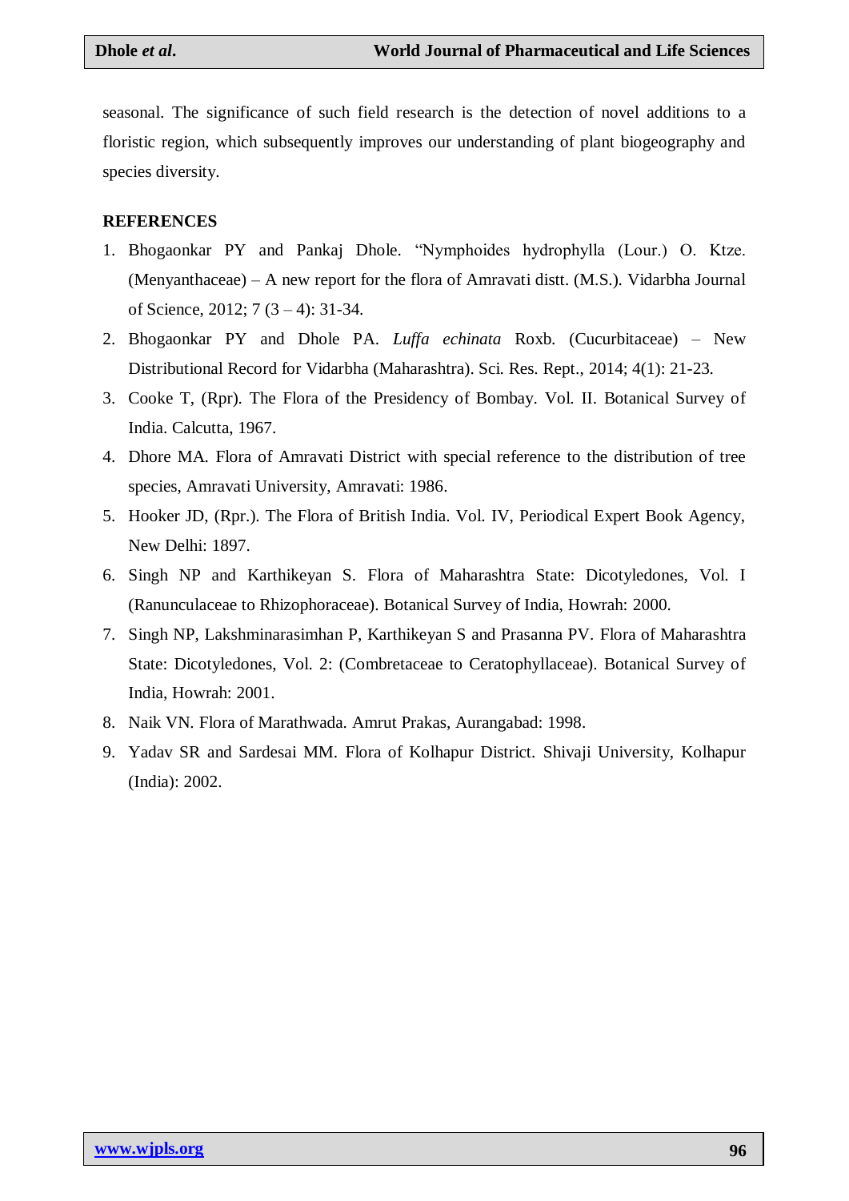seasonal. The significance of such field research is the detection of novel additions to a floristic region, which subsequently improves our understanding of plant biogeography and species diversity.

## REFERENCES

1. Bhogaonkar PY and Pankaj Dhole. "Nymphoides hydrophylla (Lour.) O. Ktze. (Menyanthaceae) – A new report for the flora of Amravati distt. (M.S.). Vidarbha Journal of Science, 2012; 7 (3 – 4): 31-34.
2. Bhogaonkar PY and Dhole PA. *Luffa echinata* Roxb. (Cucurbitaceae) – New Distributional Record for Vidarbha (Maharashtra). Sci. Res. Rept., 2014; 4(1): 21-23.
3. Cooke T, (Rpr). The Flora of the Presidency of Bombay. Vol. II. Botanical Survey of India. Calcutta, 1967.
4. Dhore MA. Flora of Amravati District with special reference to the distribution of tree species, Amravati University, Amravati: 1986.
5. Hooker JD, (Rpr.). The Flora of British India. Vol. IV, Periodical Expert Book Agency, New Delhi: 1897.
6. Singh NP and Karthikeyan S. Flora of Maharashtra State: Dicotyledones, Vol. I (Ranunculaceae to Rhizophoraceae). Botanical Survey of India, Howrah: 2000.
7. Singh NP, Lakshminarasimhan P, Karthikeyan S and Prasanna PV. Flora of Maharashtra State: Dicotyledones, Vol. 2: (Combretaceae to Ceratophyllaceae). Botanical Survey of India, Howrah: 2001.
8. Naik VN. Flora of Marathwada. Amrut Prakas, Aurangabad: 1998.
9. Yadav SR and Sardesai MM. Flora of Kolhapur District. Shivaji University, Kolhapur (India): 2002.